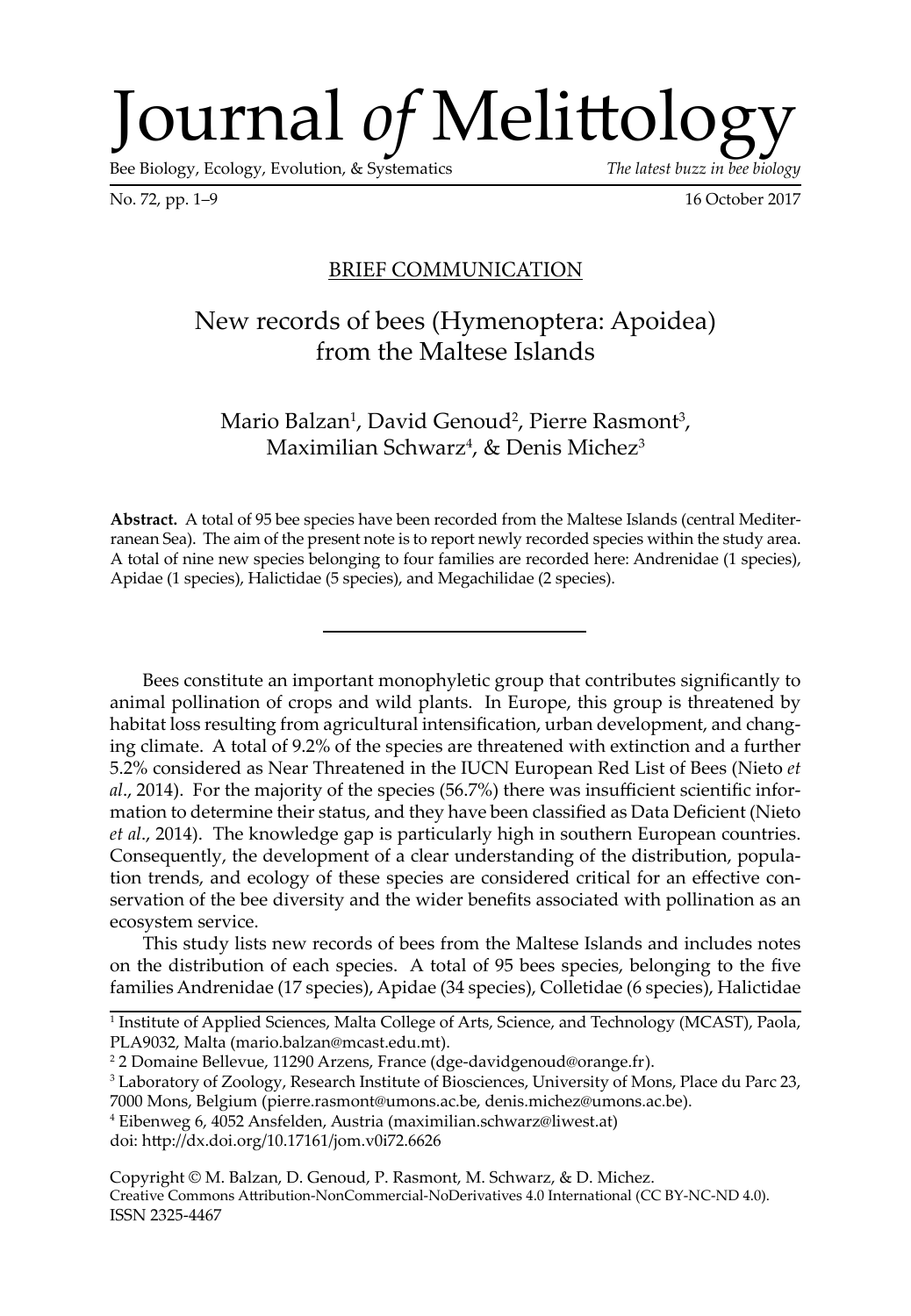# Journal *of* Melittology

Bee Biology, Ecology, Evolution, & Systematics *The latest buzz in bee biology*

No. 72, pp. 1–9 16 October 2017

BRIEF COMMUNICATION

## New records of bees (Hymenoptera: Apoidea) from the Maltese Islands

Mario Balzan[1], David Genoud[2], Pierre Rasmont[3], Maximilian Schwarz[4], & Denis Michez[3]

**Abstract.** A total of 95 bee species have been recorded from the Maltese Islands (central Mediterranean Sea). The aim of the present note is to report newly recorded species within the study area. A total of nine new species belonging to four families are recorded here: Andrenidae (1 species), Apidae (1 species), Halictidae (5 species), and Megachilidae (2 species).

---

Bees constitute an important monophyletic group that contributes significantly to animal pollination of crops and wild plants. In Europe, this group is threatened by habitat loss resulting from agricultural intensification, urban development, and changing climate. A total of 9.2% of the species are threatened with extinction and a further 5.2% considered as Near Threatened in the IUCN European Red List of Bees (Nieto *et al*., 2014). For the majority of the species (56.7%) there was insufficient scientific information to determine their status, and they have been classified as Data Deficient (Nieto *et al*., 2014). The knowledge gap is particularly high in southern European countries. Consequently, the development of a clear understanding of the distribution, population trends, and ecology of these species are considered critical for an effective conservation of the bee diversity and the wider benefits associated with pollination as an ecosystem service.

This study lists new records of bees from the Maltese Islands and includes notes on the distribution of each species. A total of 95 bees species, belonging to the five families Andrenidae (17 species), Apidae (34 species), Colletidae (6 species), Halictidae

[1] Institute of Applied Sciences, Malta College of Arts, Science, and Technology (MCAST), Paola, PLA9032, Malta (mario.balzan@mcast.edu.mt).

[2] 2 Domaine Bellevue, 11290 Arzens, France (dge-davidgenoud@orange.fr).

[3] Laboratory of Zoology, Research Institute of Biosciences, University of Mons, Place du Parc 23, 7000 Mons, Belgium (pierre.rasmont@umons.ac.be, denis.michez@umons.ac.be).

[4] Eibenweg 6, 4052 Ansfelden, Austria (maximilian.schwarz@liwest.at)

doi: http://dx.doi.org/10.17161/jom.v0i72.6626

Copyright © M. Balzan, D. Genoud, P. Rasmont, M. Schwarz, & D. Michez.
Creative Commons Attribution-NonCommercial-NoDerivatives 4.0 International (CC BY-NC-ND 4.0).
ISSN 2325-4467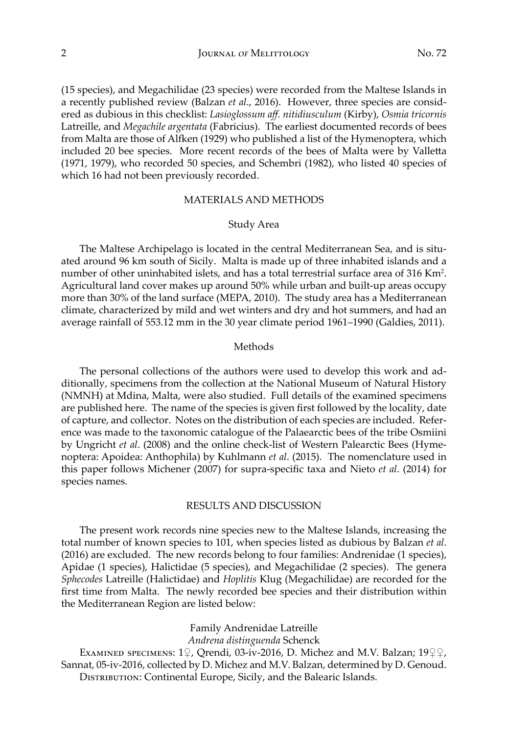(15 species), and Megachilidae (23 species) were recorded from the Maltese Islands in a recently published review (Balzan *et al*., 2016). However, three species are considered as dubious in this checklist: *Lasioglossum aff. nitidiusculum* (Kirby), *Osmia tricornis* Latreille, and *Megachile argentata* (Fabricius). The earliest documented records of bees from Malta are those of Alfken (1929) who published a list of the Hymenoptera, which included 20 bee species. More recent records of the bees of Malta were by Valletta (1971, 1979), who recorded 50 species, and Schembri (1982), who listed 40 species of which 16 had not been previously recorded.

## MATERIALS AND METHODS

### Study Area

The Maltese Archipelago is located in the central Mediterranean Sea, and is situated around 96 km south of Sicily. Malta is made up of three inhabited islands and a number of other uninhabited islets, and has a total terrestrial surface area of 316 $Km^2$. Agricultural land cover makes up around 50% while urban and built-up areas occupy more than 30% of the land surface (MEPA, 2010). The study area has a Mediterranean climate, characterized by mild and wet winters and dry and hot summers, and had an average rainfall of 553.12 mm in the 30 year climate period 1961–1990 (Galdies, 2011).

### Methods

The personal collections of the authors were used to develop this work and additionally, specimens from the collection at the National Museum of Natural History (NMNH) at Mdina, Malta, were also studied. Full details of the examined specimens are published here. The name of the species is given first followed by the locality, date of capture, and collector. Notes on the distribution of each species are included. Reference was made to the taxonomic catalogue of the Palaearctic bees of the tribe Osmiini by Ungricht *et al*. (2008) and the online check-list of Western Palearctic Bees (Hymenoptera: Apoidea: Anthophila) by Kuhlmann *et al*. (2015). The nomenclature used in this paper follows Michener (2007) for supra-specific taxa and Nieto *et al*. (2014) for species names.

## RESULTS AND DISCUSSION

The present work records nine species new to the Maltese Islands, increasing the total number of known species to 101, when species listed as dubious by Balzan *et al*. (2016) are excluded. The new records belong to four families: Andrenidae (1 species), Apidae (1 species), Halictidae (5 species), and Megachilidae (2 species). The genera *Sphecodes* Latreille (Halictidae) and *Hoplitis* Klug (Megachilidae) are recorded for the first time from Malta. The newly recorded bee species and their distribution within the Mediterranean Region are listed below:

### Family Andrenidae Latreille

#### *Andrena distinguenda* Schenck

Examined specimens: 1♀, Qrendi, 03-iv-2016, D. Michez and M.V. Balzan; 19♀♀, Sannat, 05-iv-2016, collected by D. Michez and M.V. Balzan, determined by D. Genoud.

Distribution: Continental Europe, Sicily, and the Balearic Islands.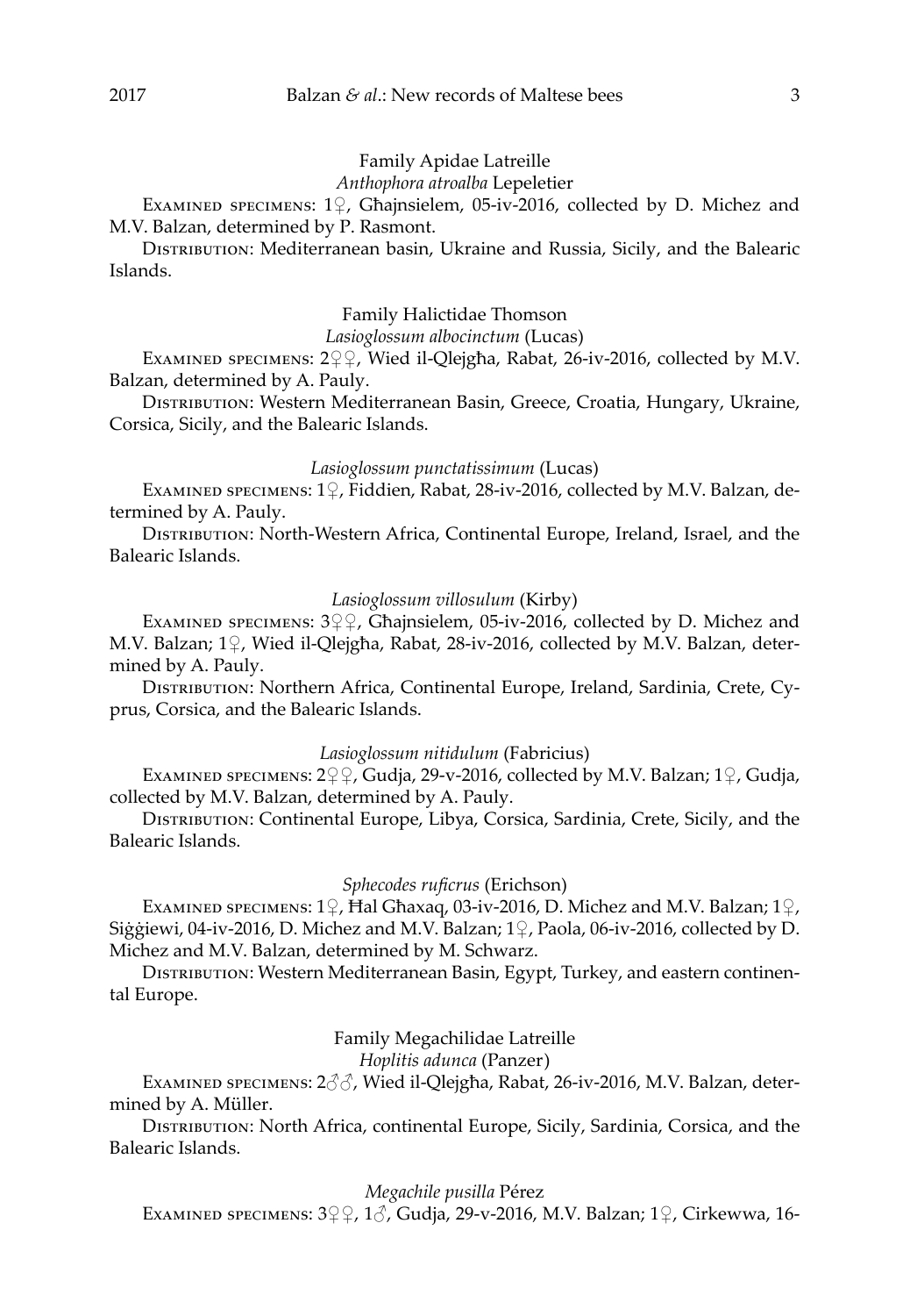Family Apidae Latreille

*Anthophora atroalba* Lepeletier

Examined specimens: 1♀, Għajnsielem, 05-iv-2016, collected by D. Michez and M.V. Balzan, determined by P. Rasmont.

Distribution: Mediterranean basin, Ukraine and Russia, Sicily, and the Balearic Islands.

Family Halictidae Thomson

*Lasioglossum albocinctum* (Lucas)

Examined specimens: 2♀♀, Wied il-Qlejgħa, Rabat, 26-iv-2016, collected by M.V. Balzan, determined by A. Pauly.

Distribution: Western Mediterranean Basin, Greece, Croatia, Hungary, Ukraine, Corsica, Sicily, and the Balearic Islands.

*Lasioglossum punctatissimum* (Lucas)

Examined specimens: 1♀, Fiddien, Rabat, 28-iv-2016, collected by M.V. Balzan, determined by A. Pauly.

Distribution: North-Western Africa, Continental Europe, Ireland, Israel, and the Balearic Islands.

*Lasioglossum villosulum* (Kirby)

Examined specimens: 3♀♀, Għajnsielem, 05-iv-2016, collected by D. Michez and M.V. Balzan; 1♀, Wied il-Qlejgħa, Rabat, 28-iv-2016, collected by M.V. Balzan, determined by A. Pauly.

Distribution: Northern Africa, Continental Europe, Ireland, Sardinia, Crete, Cyprus, Corsica, and the Balearic Islands.

*Lasioglossum nitidulum* (Fabricius)

Examined specimens: 2♀♀, Gudja, 29-v-2016, collected by M.V. Balzan; 1♀, Gudja, collected by M.V. Balzan, determined by A. Pauly.

Distribution: Continental Europe, Libya, Corsica, Sardinia, Crete, Sicily, and the Balearic Islands.

*Sphecodes ruficrus* (Erichson)

Examined specimens: 1♀, Ħal Għaxaq, 03-iv-2016, D. Michez and M.V. Balzan; 1♀, Siġġiewi, 04-iv-2016, D. Michez and M.V. Balzan; 1♀, Paola, 06-iv-2016, collected by D. Michez and M.V. Balzan, determined by M. Schwarz.

Distribution: Western Mediterranean Basin, Egypt, Turkey, and eastern continental Europe.

Family Megachilidae Latreille

*Hoplitis adunca* (Panzer)

Examined specimens: 2♂♂, Wied il-Qlejgħa, Rabat, 26-iv-2016, M.V. Balzan, determined by A. Müller.

Distribution: North Africa, continental Europe, Sicily, Sardinia, Corsica, and the Balearic Islands.

*Megachile pusilla* Pérez

Examined specimens: 3♀♀, 1♂, Gudja, 29-v-2016, M.V. Balzan; 1♀, Cirkewwa, 16-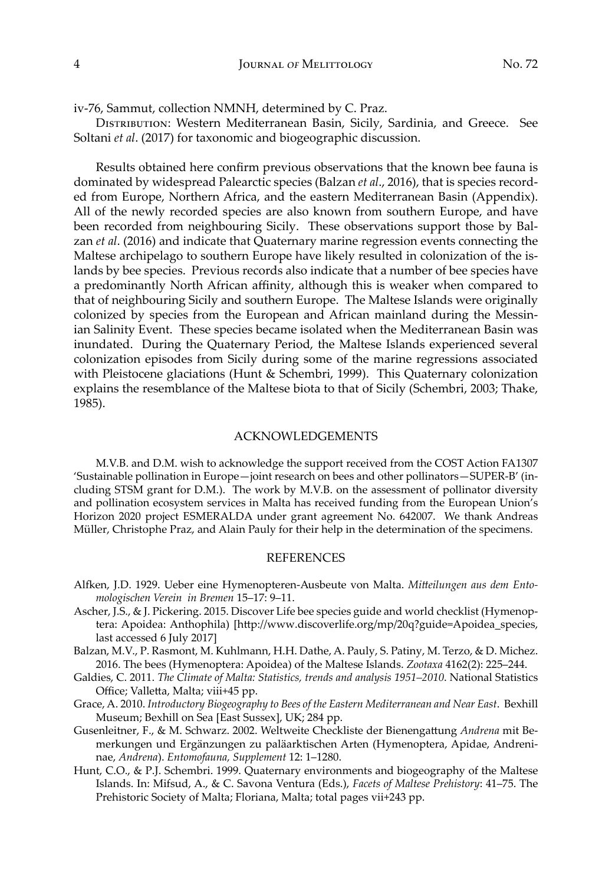iv-76, Sammut, collection NMNH, determined by C. Praz.

Distribution: Western Mediterranean Basin, Sicily, Sardinia, and Greece. See Soltani *et al*. (2017) for taxonomic and biogeographic discussion.

Results obtained here confirm previous observations that the known bee fauna is dominated by widespread Palearctic species (Balzan *et al*., 2016), that is species recorded from Europe, Northern Africa, and the eastern Mediterranean Basin (Appendix). All of the newly recorded species are also known from southern Europe, and have been recorded from neighbouring Sicily. These observations support those by Balzan *et al*. (2016) and indicate that Quaternary marine regression events connecting the Maltese archipelago to southern Europe have likely resulted in colonization of the islands by bee species. Previous records also indicate that a number of bee species have a predominantly North African affinity, although this is weaker when compared to that of neighbouring Sicily and southern Europe. The Maltese Islands were originally colonized by species from the European and African mainland during the Messinian Salinity Event. These species became isolated when the Mediterranean Basin was inundated. During the Quaternary Period, the Maltese Islands experienced several colonization episodes from Sicily during some of the marine regressions associated with Pleistocene glaciations (Hunt & Schembri, 1999). This Quaternary colonization explains the resemblance of the Maltese biota to that of Sicily (Schembri, 2003; Thake, 1985).

## ACKNOWLEDGEMENTS

M.V.B. and D.M. wish to acknowledge the support received from the COST Action FA1307 'Sustainable pollination in Europe—joint research on bees and other pollinators—SUPER-B' (including STSM grant for D.M.). The work by M.V.B. on the assessment of pollinator diversity and pollination ecosystem services in Malta has received funding from the European Union's Horizon 2020 project ESMERALDA under grant agreement No. 642007. We thank Andreas Müller, Christophe Praz, and Alain Pauly for their help in the determination of the specimens.

## REFERENCES

Alfken, J.D. 1929. Ueber eine Hymenopteren-Ausbeute von Malta. *Mitteilungen aus dem Entomologischen Verein in Bremen* 15–17: 9–11.

Ascher, J.S., & J. Pickering. 2015. Discover Life bee species guide and world checklist (Hymenoptera: Apoidea: Anthophila) [http://www.discoverlife.org/mp/20q?guide=Apoidea_species, last accessed 6 July 2017]

Balzan, M.V., P. Rasmont, M. Kuhlmann, H.H. Dathe, A. Pauly, S. Patiny, M. Terzo, & D. Michez. 2016. The bees (Hymenoptera: Apoidea) of the Maltese Islands. *Zootaxa* 4162(2): 225–244.

Galdies, C. 2011. *The Climate of Malta: Statistics, trends and analysis 1951–2010*. National Statistics Office; Valletta, Malta; viii+45 pp.

Grace, A. 2010. *Introductory Biogeography to Bees of the Eastern Mediterranean and Near East*. Bexhill Museum; Bexhill on Sea [East Sussex], UK; 284 pp.

Gusenleitner, F., & M. Schwarz. 2002. Weltweite Checkliste der Bienengattung *Andrena* mit Bemerkungen und Ergänzungen zu paläarktischen Arten (Hymenoptera, Apidae, Andreninae, *Andrena*). *Entomofauna, Supplement* 12: 1–1280.

Hunt, C.O., & P.J. Schembri. 1999. Quaternary environments and biogeography of the Maltese Islands. In: Mifsud, A., & C. Savona Ventura (Eds.), *Facets of Maltese Prehistory*: 41–75. The Prehistoric Society of Malta; Floriana, Malta; total pages vii+243 pp.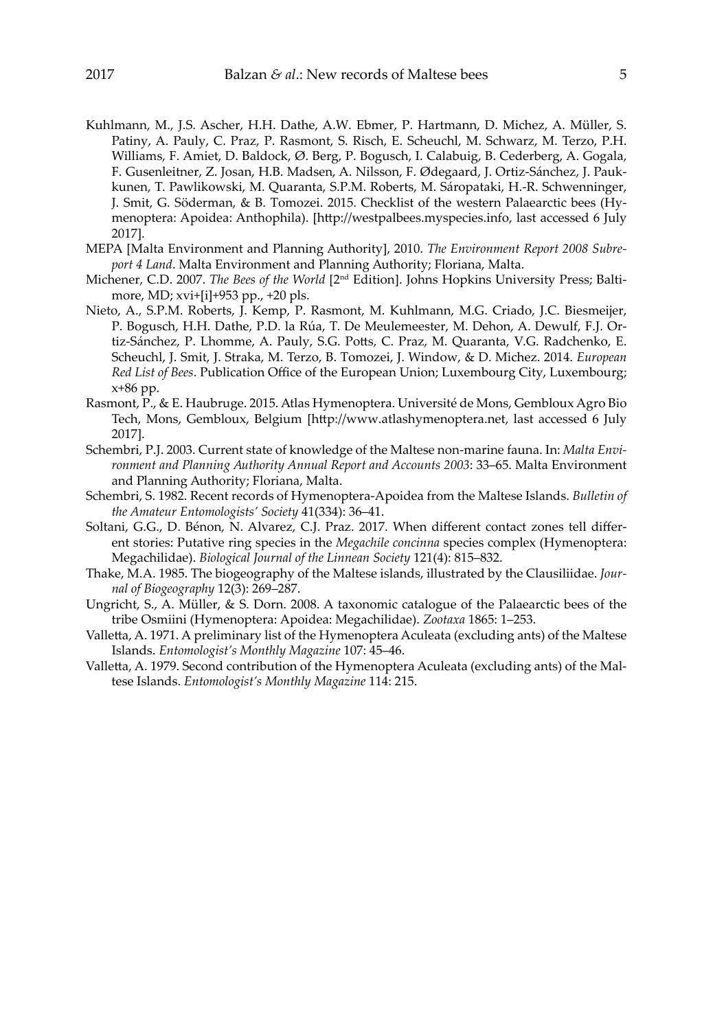Kuhlmann, M., J.S. Ascher, H.H. Dathe, A.W. Ebmer, P. Hartmann, D. Michez, A. Müller, S. Patiny, A. Pauly, C. Praz, P. Rasmont, S. Risch, E. Scheuchl, M. Schwarz, M. Terzo, P.H. Williams, F. Amiet, D. Baldock, Ø. Berg, P. Bogusch, I. Calabuig, B. Cederberg, A. Gogala, F. Gusenleitner, Z. Josan, H.B. Madsen, A. Nilsson, F. Ødegaard, J. Ortiz-Sánchez, J. Paukkunen, T. Pawlikowski, M. Quaranta, S.P.M. Roberts, M. Sáropataki, H.-R. Schwenninger, J. Smit, G. Söderman, & B. Tomozei. 2015. Checklist of the western Palaearctic bees (Hymenoptera: Apoidea: Anthophila). [http://westpalbees.myspecies.info, last accessed 6 July 2017].

MEPA [Malta Environment and Planning Authority], 2010. *The Environment Report 2008 Subreport 4 Land*. Malta Environment and Planning Authority; Floriana, Malta.

Michener, C.D. 2007. *The Bees of the World* [2nd Edition]. Johns Hopkins University Press; Baltimore, MD; xvi+[i]+953 pp., +20 pls.

Nieto, A., S.P.M. Roberts, J. Kemp, P. Rasmont, M. Kuhlmann, M.G. Criado, J.C. Biesmeijer, P. Bogusch, H.H. Dathe, P.D. la Rúa, T. De Meulemeester, M. Dehon, A. Dewulf, F.J. Ortiz-Sánchez, P. Lhomme, A. Pauly, S.G. Potts, C. Praz, M. Quaranta, V.G. Radchenko, E. Scheuchl, J. Smit, J. Straka, M. Terzo, B. Tomozei, J. Window, & D. Michez. 2014. *European Red List of Bees*. Publication Office of the European Union; Luxembourg City, Luxembourg; x+86 pp.

Rasmont, P., & E. Haubruge. 2015. Atlas Hymenoptera. Université de Mons, Gembloux Agro Bio Tech, Mons, Gembloux, Belgium [http://www.atlashymenoptera.net, last accessed 6 July 2017].

Schembri, P.J. 2003. Current state of knowledge of the Maltese non-marine fauna. In: *Malta Environment and Planning Authority Annual Report and Accounts 2003*: 33–65. Malta Environment and Planning Authority; Floriana, Malta.

Schembri, S. 1982. Recent records of Hymenoptera-Apoidea from the Maltese Islands. *Bulletin of the Amateur Entomologists' Society* 41(334): 36–41.

Soltani, G.G., D. Bénon, N. Alvarez, C.J. Praz. 2017. When different contact zones tell different stories: Putative ring species in the *Megachile concinna* species complex (Hymenoptera: Megachilidae). *Biological Journal of the Linnean Society* 121(4): 815–832.

Thake, M.A. 1985. The biogeography of the Maltese islands, illustrated by the Clausiliidae. *Journal of Biogeography* 12(3): 269–287.

Ungricht, S., A. Müller, & S. Dorn. 2008. A taxonomic catalogue of the Palaearctic bees of the tribe Osmiini (Hymenoptera: Apoidea: Megachilidae). *Zootaxa* 1865: 1–253.

Valletta, A. 1971. A preliminary list of the Hymenoptera Aculeata (excluding ants) of the Maltese Islands. *Entomologist's Monthly Magazine* 107: 45–46.

Valletta, A. 1979. Second contribution of the Hymenoptera Aculeata (excluding ants) of the Maltese Islands. *Entomologist's Monthly Magazine* 114: 215.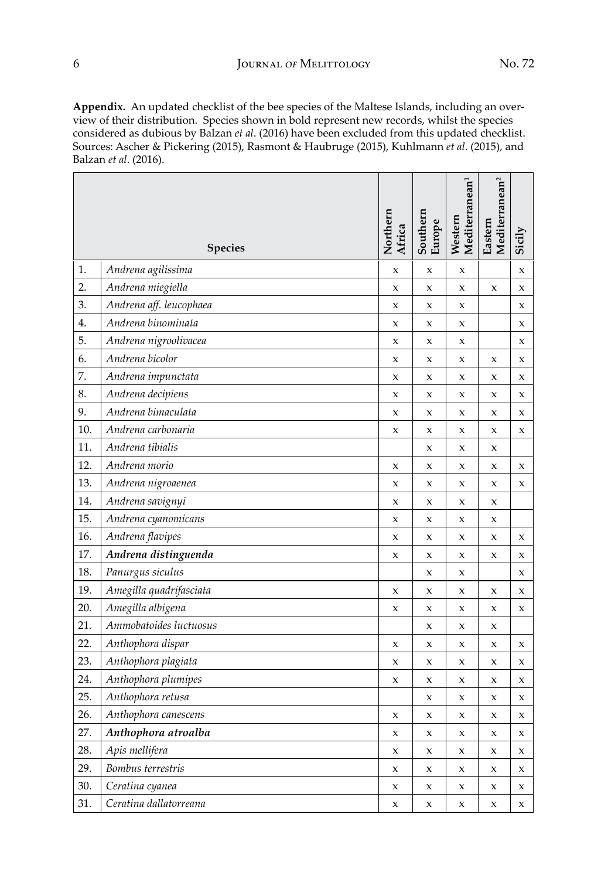**Appendix.** An updated checklist of the bee species of the Maltese Islands, including an overview of their distribution. Species shown in bold represent new records, whilst the species considered as dubious by Balzan *et al*. (2016) have been excluded from this updated checklist. Sources: Ascher & Pickering (2015), Rasmont & Haubruge (2015), Kuhlmann *et al*. (2015), and Balzan *et al*. (2016).

| | Species | Northern Africa | Southern Europe | Western Mediterranean[1] | Eastern Mediterranean[2] | Sicily |
|---|---|---|---|---|---|---|
| 1. | *Andrena agilissima* | x | x | x | | x |
| 2. | *Andrena miegiella* | x | x | x | x | x |
| 3. | *Andrena aff. leucophaea* | x | x | x | | x |
| 4. | *Andrena binominata* | x | x | x | | x |
| 5. | *Andrena nigroolivacea* | x | x | x | | x |
| 6. | *Andrena bicolor* | x | x | x | x | x |
| 7. | *Andrena impunctata* | x | x | x | x | x |
| 8. | *Andrena decipiens* | x | x | x | x | x |
| 9. | *Andrena bimaculata* | x | x | x | x | x |
| 10. | *Andrena carbonaria* | x | x | x | x | x |
| 11. | *Andrena tibialis* | | x | x | x | |
| 12. | *Andrena morio* | x | x | x | x | x |
| 13. | *Andrena nigroaenea* | x | x | x | x | x |
| 14. | *Andrena savignyi* | x | x | x | x | |
| 15. | *Andrena cyanomicans* | x | x | x | x | |
| 16. | *Andrena flavipes* | x | x | x | x | x |
| 17. | ***Andrena distinguenda*** | x | x | x | x | x |
| 18. | *Panurgus siculus* | | x | x | | x |
| 19. | *Amegilla quadrifasciata* | x | x | x | x | x |
| 20. | *Amegilla albigena* | x | x | x | x | x |
| 21. | *Ammobatoides luctuosus* | | x | x | x | |
| 22. | *Anthophora dispar* | x | x | x | x | x |
| 23. | *Anthophora plagiata* | x | x | x | x | x |
| 24. | *Anthophora plumipes* | x | x | x | x | x |
| 25. | *Anthophora retusa* | | x | x | x | x |
| 26. | *Anthophora canescens* | x | x | x | x | x |
| 27. | ***Anthophora atroalba*** | x | x | x | x | x |
| 28. | *Apis mellifera* | x | x | x | x | x |
| 29. | *Bombus terrestris* | x | x | x | x | x |
| 30. | *Ceratina cyanea* | x | x | x | x | x |
| 31. | *Ceratina dallatorreana* | x | x | x | x | x |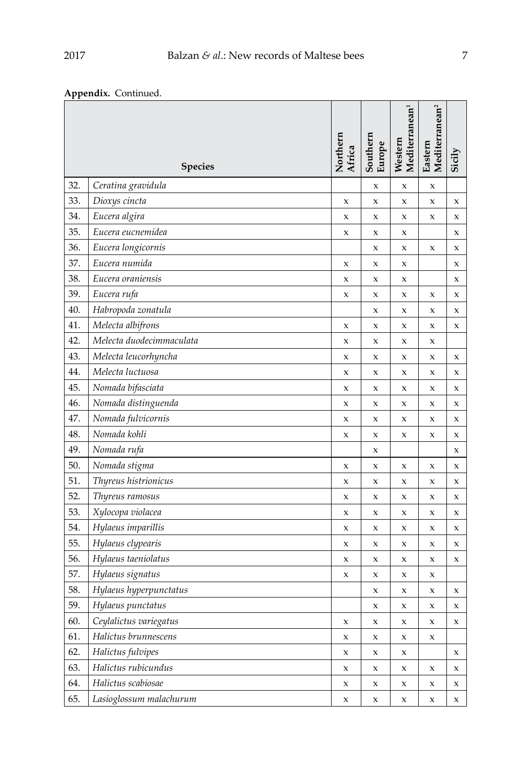**Appendix.** Continued.

| | Species | Northern Africa | Southern Europe | Western Mediterranean[1] | Eastern Mediterranean[2] | Sicily |
|---|---|---|---|---|---|---|
| 32. | *Ceratina gravidula* | | x | x | x | |
| 33. | *Dioxys cincta* | x | x | x | x | x |
| 34. | *Eucera algira* | x | x | x | x | x |
| 35. | *Eucera eucnemidea* | x | x | x | | x |
| 36. | *Eucera longicornis* | | x | x | x | x |
| 37. | *Eucera numida* | x | x | x | | x |
| 38. | *Eucera oraniensis* | x | x | x | | x |
| 39. | *Eucera rufa* | x | x | x | x | x |
| 40. | *Habropoda zonatula* | | x | x | x | x |
| 41. | *Melecta albifrons* | x | x | x | x | x |
| 42. | *Melecta duodecimmaculata* | x | x | x | x | |
| 43. | *Melecta leucorhyncha* | x | x | x | x | x |
| 44. | *Melecta luctuosa* | x | x | x | x | x |
| 45. | *Nomada bifasciata* | x | x | x | x | x |
| 46. | *Nomada distinguenda* | x | x | x | x | x |
| 47. | *Nomada fulvicornis* | x | x | x | x | x |
| 48. | *Nomada kohli* | x | x | x | x | x |
| 49. | *Nomada rufa* | | x | | | x |
| 50. | *Nomada stigma* | x | x | x | x | x |
| 51. | *Thyreus histrionicus* | x | x | x | x | x |
| 52. | *Thyreus ramosus* | x | x | x | x | x |
| 53. | *Xylocopa violacea* | x | x | x | x | x |
| 54. | *Hylaeus imparillis* | x | x | x | x | x |
| 55. | *Hylaeus clypearis* | x | x | x | x | x |
| 56. | *Hylaeus taeniolatus* | x | x | x | x | x |
| 57. | *Hylaeus signatus* | x | x | x | x | |
| 58. | *Hylaeus hyperpunctatus* | | x | x | x | x |
| 59. | *Hylaeus punctatus* | | x | x | x | x |
| 60. | *Ceylalictus variegatus* | x | x | x | x | x |
| 61. | *Halictus brunnescens* | x | x | x | x | |
| 62. | *Halictus fulvipes* | x | x | x | | x |
| 63. | *Halictus rubicundus* | x | x | x | x | x |
| 64. | *Halictus scabiosae* | x | x | x | x | x |
| 65. | *Lasioglossum malachurum* | x | x | x | x | x |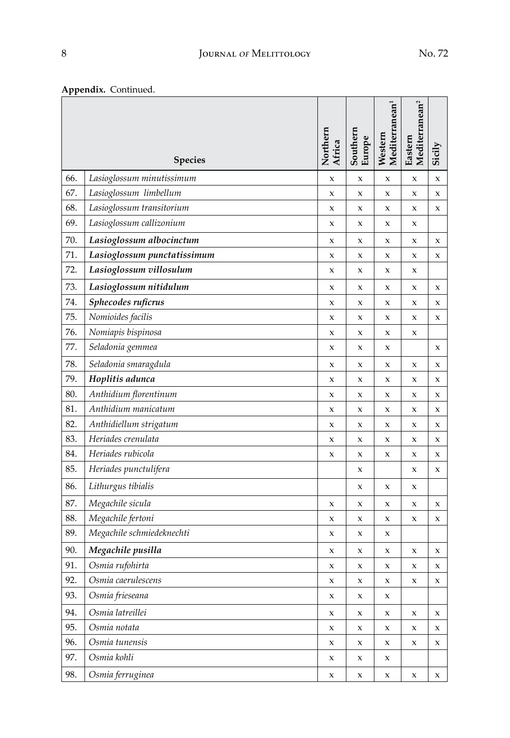**Appendix.** Continued.

| | Species | Northern Africa | Southern Europe | Western Mediterranean[1] | Eastern Mediterranean[2] | Sicily |
|---|---|---|---|---|---|---|
| 66. | *Lasioglossum minutissimum* | x | x | x | x | x |
| 67. | *Lasioglossum limbellum* | x | x | x | x | x |
| 68. | *Lasioglossum transitorium* | x | x | x | x | x |
| 69. | *Lasioglossum callizonium* | x | x | x | x | |
| 70. | ***Lasioglossum albocinctum*** | x | x | x | x | x |
| 71. | ***Lasioglossum punctatissimum*** | x | x | x | x | x |
| 72. | ***Lasioglossum villosulum*** | x | x | x | x | |
| 73. | ***Lasioglossum nitidulum*** | x | x | x | x | x |
| 74. | ***Sphecodes ruficrus*** | x | x | x | x | x |
| 75. | *Nomioides facilis* | x | x | x | x | x |
| 76. | *Nomiapis bispinosa* | x | x | x | x | |
| 77. | *Seladonia gemmea* | x | x | x | | x |
| 78. | *Seladonia smaragdula* | x | x | x | x | x |
| 79. | ***Hoplitis adunca*** | x | x | x | x | x |
| 80. | *Anthidium florentinum* | x | x | x | x | x |
| 81. | *Anthidium manicatum* | x | x | x | x | x |
| 82. | *Anthidiellum strigatum* | x | x | x | x | x |
| 83. | *Heriades crenulata* | x | x | x | x | x |
| 84. | *Heriades rubicola* | x | x | x | x | x |
| 85. | *Heriades punctulifera* | | x | | x | x |
| 86. | *Lithurgus tibialis* | | x | x | x | |
| 87. | *Megachile sicula* | x | x | x | x | x |
| 88. | *Megachile fertoni* | x | x | x | x | x |
| 89. | *Megachile schmiedeknechti* | x | x | x | | |
| 90. | ***Megachile pusilla*** | x | x | x | x | x |
| 91. | *Osmia rufohirta* | x | x | x | x | x |
| 92. | *Osmia caerulescens* | x | x | x | x | x |
| 93. | *Osmia frieseana* | x | x | x | | |
| 94. | *Osmia latreillei* | x | x | x | x | x |
| 95. | *Osmia notata* | x | x | x | x | x |
| 96. | *Osmia tunensis* | x | x | x | x | x |
| 97. | *Osmia kohli* | x | x | x | | |
| 98. | *Osmia ferruginea* | x | x | x | x | x |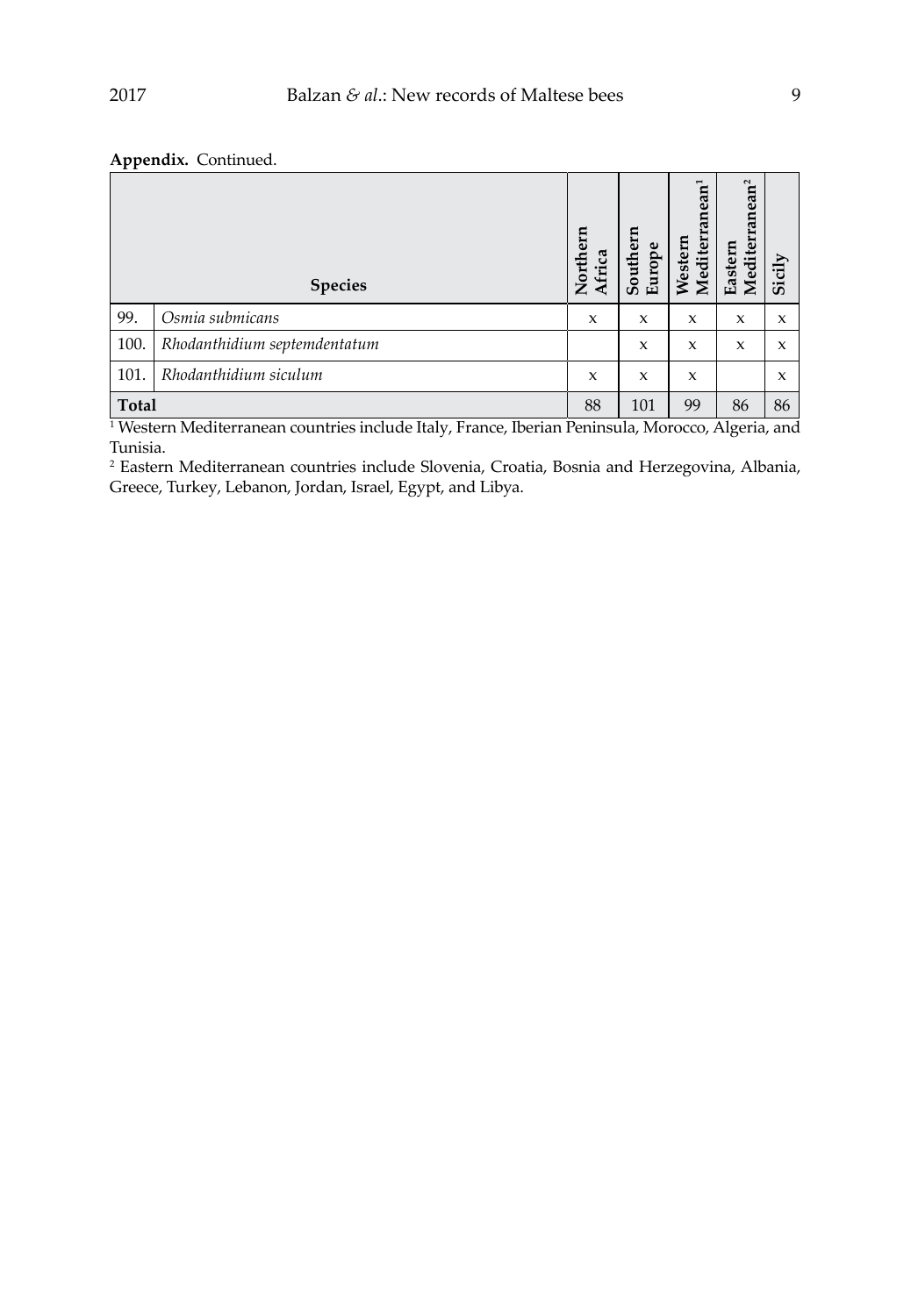**Appendix.** Continued.

| | Species | Northern Africa | Southern Europe | Western Mediterranean[1] | Eastern Mediterranean[2] | Sicily |
|---|---|---|---|---|---|---|
| 99. | *Osmia submicans* | x | x | x | x | x |
| 100. | *Rhodanthidium septemdentatum* | | x | x | x | x |
| 101. | *Rhodanthidium siculum* | x | x | x | | x |
| **Total** | | 88 | 101 | 99 | 86 | 86 |

[1] Western Mediterranean countries include Italy, France, Iberian Peninsula, Morocco, Algeria, and Tunisia.

[2] Eastern Mediterranean countries include Slovenia, Croatia, Bosnia and Herzegovina, Albania, Greece, Turkey, Lebanon, Jordan, Israel, Egypt, and Libya.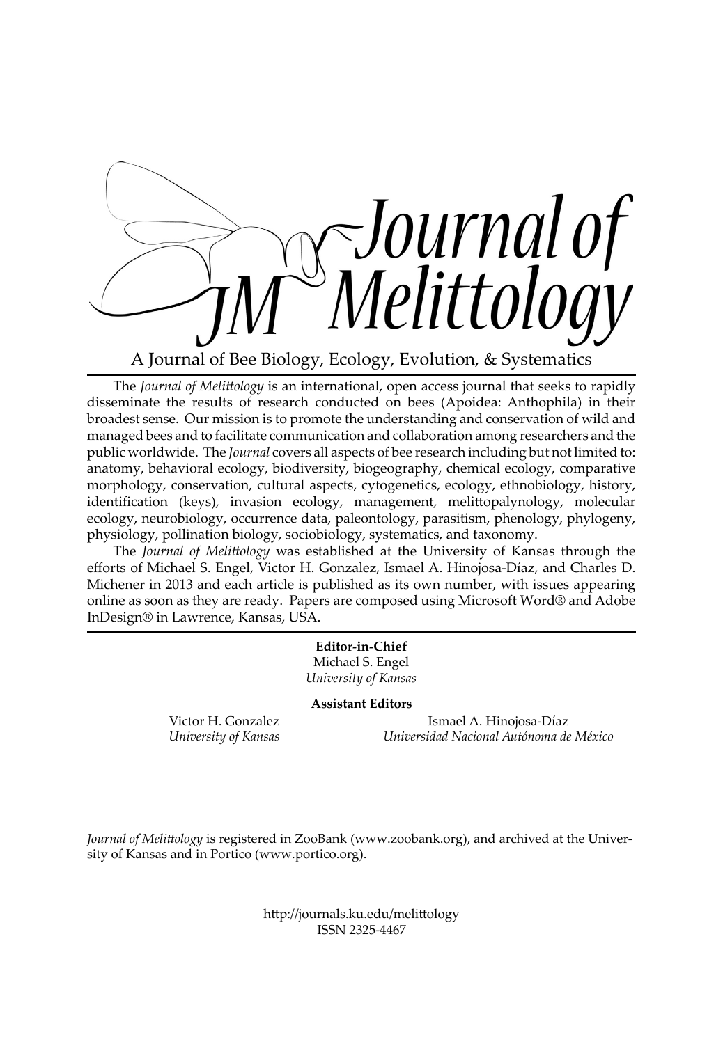# Journal of Melittology

A Journal of Bee Biology, Ecology, Evolution, & Systematics

The *Journal of Melittology* is an international, open access journal that seeks to rapidly disseminate the results of research conducted on bees (Apoidea: Anthophila) in their broadest sense. Our mission is to promote the understanding and conservation of wild and managed bees and to facilitate communication and collaboration among researchers and the public worldwide. The *Journal* covers all aspects of bee research including but not limited to: anatomy, behavioral ecology, biodiversity, biogeography, chemical ecology, comparative morphology, conservation, cultural aspects, cytogenetics, ecology, ethnobiology, history, identification (keys), invasion ecology, management, melittopalynology, molecular ecology, neurobiology, occurrence data, paleontology, parasitism, phenology, phylogeny, physiology, pollination biology, sociobiology, systematics, and taxonomy.

The *Journal of Melittology* was established at the University of Kansas through the efforts of Michael S. Engel, Victor H. Gonzalez, Ismael A. Hinojosa-Díaz, and Charles D. Michener in 2013 and each article is published as its own number, with issues appearing online as soon as they are ready. Papers are composed using Microsoft Word® and Adobe InDesign® in Lawrence, Kansas, USA.

**Editor-in-Chief**
Michael S. Engel
*University of Kansas*

**Assistant Editors**

Victor H. Gonzalez
*University of Kansas*

Ismael A. Hinojosa-Díaz
*Universidad Nacional Autónoma de México*

*Journal of Melittology* is registered in ZooBank (www.zoobank.org), and archived at the University of Kansas and in Portico (www.portico.org).

http://journals.ku.edu/melittology
ISSN 2325-4467